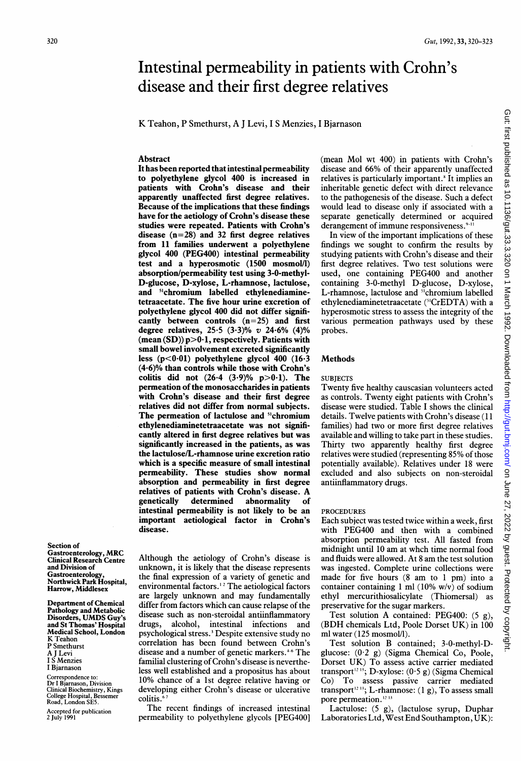# Intestinal permeability in patients with Crohn's disease and their first degree relatives

K Teahon, P Smethurst, A J Levi, I S Menzies, I Bjarnason

## Abstract

**It has been reported that intestinal permeability to polyethylene glycol 400 is increased in patients with Crohn's disease and their apparently unaffected first degree relatives. Because of the implications that these findings have for the aetiology of Crohn's disease these studies were repeated. Patients with Crohn's disease (n=28) and 32 first degree relatives from 11 families underwent a polyethylene glycol 400 (PEG400) intestinal permeability test and a hyperosmotic (1500 mosmol/l) absorption/permeability test using 3-0-methyl-D-glucose, D-xylose, L-rhamnose, lactulose, and $^{51}$chromium labelled ethylenediaminetetraacetate. The five hour urine excretion of polyethylene glycol 400 did not differ significantly between controls (n=25) and first degree relatives, 25·5 (3·3)% v 24·6% (4)% (mean (SD)) p>0·1, respectively. Patients with small bowel involvement excreted significantly less (p<0·01) polyethylene glycol 400 (16·3 (4·6)% than controls while those with Crohn's colitis did not (26·4 (3·9)% p>0·1). The permeation of the monosaccharides in patients with Crohn's disease and their first degree relatives did not differ from normal subjects. The permeation of lactulose and $^{51}$chromium ethylenediaminetetraacetate was not significantly altered in first degree relatives but was significantly increased in the patients, as was the lactulose/L-rhamnose urine excretion ratio which is a specific measure of small intestinal permeability. These studies show normal absorption and permeability in first degree relatives of patients with Crohn's disease. A genetically determined abnormality of intestinal permeability is not likely to be an important aetiological factor in Crohn's disease.**

Although the aetiology of Crohn's disease is unknown, it is likely that the disease represents the final expression of a variety of genetic and environmental factors.[1,2] The aetiological factors are largely unknown and may fundamentally differ from factors which can cause relapse of the disease such as non-steroidal antiinflammatory drugs, alcohol, intestinal infections and psychological stress.[3] Despite extensive study no correlation has been found between Crohn's disease and a number of genetic markers.[4-6] The familial clustering of Crohn's disease is nevertheless well established and a propositus has about 10% chance of a 1st degree relative having or developing either Crohn's disease or ulcerative colitis.[6,7]

The recent findings of increased intestinal permeability to polyethylene glycols [PEG400] (mean Mol wt 400) in patients with Crohn's disease and 66% of their apparently unaffected relatives is particularly important.[8] It implies an inheritable genetic defect with direct relevance to the pathogenesis of the disease. Such a defect would lead to disease only if associated with a separate genetically determined or acquired derangement of immune responsiveness.[9-11]

In view of the important implications of these findings we sought to confirm the results by studying patients with Crohn's disease and their first degree relatives. Two test solutions were used, one containing PEG400 and another containing 3-0-methyl D-glucose, D-xylose, L-rhamnose, lactulose and $^{51}$chromium labelled ethylenediaminetetraacetate ($^{51}$CrEDTA) with a hyperosmotic stress to assess the integrity of the various permeation pathways used by these probes.

## Methods

### SUBJECTS

Twenty five healthy causcasian volunteers acted as controls. Twenty eight patients with Crohn's disease were studied. Table I shows the clinical details. Twelve patients with Crohn's disease (11 families) had two or more first degree relatives available and willing to take part in these studies. Thirty two apparently healthy first degree relatives were studied (representing 85% of those potentially available). Relatives under 18 were excluded and also subjects on non-steroidal antiinflammatory drugs.

### PROCEDURES

Each subject was tested twice within a week, first with PEG400 and then with a combined absorption permeability test. All fasted from midnight until 10 am at whch time normal food and fluids were allowed. At 8 am the test solution was ingested. Complete urine collections were made for five hours (8 am to 1 pm) into a container containing 1 ml (10% w/v) of sodium ethyl mercurithiosalicylate (Thiomersal) as preservative for the sugar markers.

Test solution A contained: PEG400: (5 g), (BDH chemicals Ltd, Poole Dorset UK) in 100 ml water (125 mosmol/l).

Test solution B contained; 3-0-methyl-D-glucose: (0·2 g) (Sigma Chemical Co, Poole, Dorset UK) To assess active carrier mediated transport[12,13]; D-xylose: (0·5 g) (Sigma Chemical Co) To assess passive carrier mediated transport[12,13]; L-rhamnose: (1 g), To assess small pore permeation.[12,13]

Lactulose: (5 g), (lactulose syrup, Duphar Laboratories Ltd, West End Southampton, UK):

Section of Gastroenterology, MRC Clinical Research Centre and Division of Gastroenterology, Northwick Park Hospital, Harrow, Middlesex

Department of Chemical Pathology and Metabolic Disorders, UMDS Guy's and St Thomas' Hospital Medical School, London
K Teahon
P Smethurst
A J Levi
I S Menzies
I Bjarnason

Correspondence to: Dr I Bjarnason, Division Clinical Biochemistry, Kings College Hospital, Bessemer Road, London SE5.

Accepted for publication 2 July 1991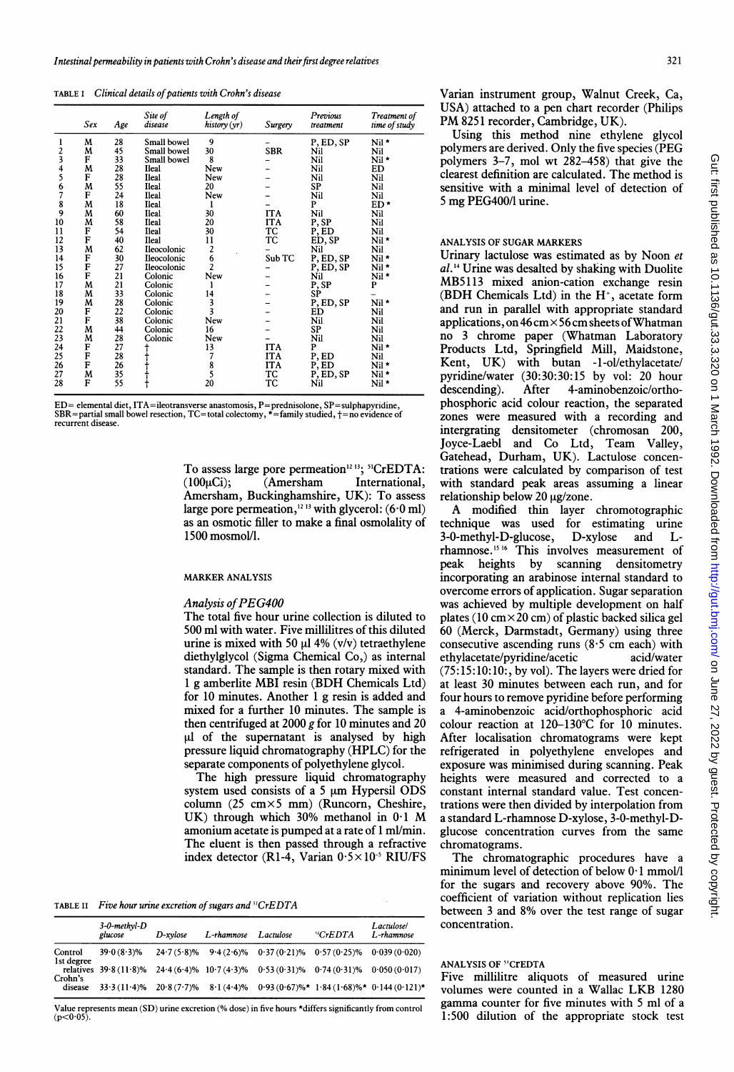TABLE I *Clinical details of patients with Crohn's disease*

| | Sex | Age | Site of disease | Length of history (yr) | Surgery | Previous treatment | Treatment of time of study |
|---|---|---|---|---|---|---|---|
| 1 | M | 28 | Small bowel | 9 | – | P, ED, SP | Nil * |
| 2 | M | 45 | Small bowel | 30 | SBR | Nil | Nil |
| 3 | F | 33 | Small bowel | 8 | – | Nil | Nil * |
| 4 | M | 28 | Ileal | New | – | Nil | ED |
| 5 | F | 28 | Ileal | New | – | Nil | Nil |
| 6 | M | 55 | Ileal | 20 | – | SP | Nil |
| 7 | F | 24 | Ileal | New | – | Nil | Nil |
| 8 | M | 18 | Ileal | 1 | – | P | ED * |
| 9 | M | 60 | Ileal | 30 | ITA | Nil | Nil |
| 10 | M | 58 | Ileal | 20 | ITA | P, SP | Nil |
| 11 | F | 54 | Ileal | 30 | TC | P, ED | Nil |
| 12 | F | 40 | Ileal | 11 | TC | ED, SP | Nil * |
| 13 | M | 62 | Ileocolonic | 2 | – | Nil | Nil |
| 14 | F | 30 | Ileocolonic | 6 | Sub TC | P, ED, SP | Nil * |
| 15 | F | 27 | Ileocolonic | 2 | – | P, ED, SP | Nil * |
| 16 | F | 21 | Colonic | New | – | Nil | Nil * |
| 17 | M | 21 | Colonic | 1 | – | P, SP | P |
| 18 | M | 33 | Colonic | 14 | – | SP | – |
| 19 | M | 28 | Colonic | 3 | – | P, ED, SP | Nil * |
| 20 | F | 22 | Colonic | 3 | – | ED | Nil |
| 21 | F | 38 | Colonic | New | – | Nil | Nil |
| 22 | M | 44 | Colonic | 16 | – | SP | Nil |
| 23 | M | 28 | Colonic | New | – | Nil | Nil |
| 24 | F | 27 | † | 13 | ITA | P | Nil * |
| 25 | F | 28 | † | 7 | ITA | P, ED | Nil |
| 26 | F | 26 | † | 8 | ITA | P, ED | Nil * |
| 27 | M | 35 | † | 5 | TC | P, ED, SP | Nil * |
| 28 | F | 55 | † | 20 | TC | Nil | Nil * |

ED= elemental diet, ITA=ileotransverse anastomosis, P=prednisolone, SP=sulphapyridine, SBR=partial small bowel resection, TC=total colectomy, *=family studied, †=no evidence of recurrent disease.

To assess large pore permeation[12 13]; $^{51}$CrEDTA: (100μCi); (Amersham International, Amersham, Buckinghamshire, UK): To assess large pore permeation,[12 13] with glycerol: (6·0 ml) as an osmotic filler to make a final osmolality of 1500 mosmol/l.

## MARKER ANALYSIS

### *Analysis of PEG400*

The total five hour urine collection is diluted to 500 ml with water. Five millilitres of this diluted urine is mixed with 50 μl 4% (v/v) tetraethylene diethylglycol (Sigma Chemical Co,) as internal standard. The sample is then rotary mixed with 1 g amberlite MBI resin (BDH Chemicals Ltd) for 10 minutes. Another 1 g resin is added and mixed for a further 10 minutes. The sample is then centrifuged at 2000 *g* for 10 minutes and 20 μl of the supernatant is analysed by high pressure liquid chromatography (HPLC) for the separate components of polyethylene glycol.

The high pressure liquid chromatography system used consists of a 5 μm Hypersil ODS column (25 cm×5 mm) (Runcorn, Cheshire, UK) through which 30% methanol in 0·1 M amonium acetate is pumped at a rate of 1 ml/min. The eluent is then passed through a refractive index detector (R1-4, Varian $0{\cdot}5\times10^{-5}$ RIU/FS Varian instrument group, Walnut Creek, Ca, USA) attached to a pen chart recorder (Philips PM 8251 recorder, Cambridge, UK).

Using this method nine ethylene glycol polymers are derived. Only the five species (PEG polymers 3–7, mol wt 282–458) that give the clearest definition are calculated. The method is sensitive with a minimal level of detection of 5 mg PEG400/l urine.

TABLE II *Five hour urine excretion of sugars and $^{51}$CrEDTA*

| | 3-0-methyl-D glucose | D-xylose | L-rhamnose | Lactulose | $^{51}$CrEDTA | Lactulose/ L-rhamnose |
|---|---|---|---|---|---|---|
| Control | 39·0 (8·3)% | 24·7 (5·8)% | 9·4 (2·6)% | 0·37 (0·21)% | 0·57 (0·25)% | 0·039 (0·020) |
| 1st degree relatives | 39·8 (11·8)% | 24·4 (6·4)% | 10·7 (4·3)% | 0·53 (0·31)% | 0·74 (0·31)% | 0·050 (0·017) |
| Crohn's disease | 33·3 (11·4)% | 20·8 (7·7)% | 8·1 (4·4)% | 0·93 (0·67)%* | 1·84 (1·68)%* | 0·144 (0·121)* |

Value represents mean (SD) urine excretion (% dose) in five hours *differs significantly from control ($p<0{\cdot}05$).

## ANALYSIS OF SUGAR MARKERS

Urinary lactulose was estimated as by Noon *et al.*[14] Urine was desalted by shaking with Duolite MB5113 mixed anion-cation exchange resin (BDH Chemicals Ltd) in the H$^+$, acetate form and run in parallel with appropriate standard applications, on 46 cm×56 cm sheets of Whatman no 3 chrome paper (Whatman Laboratory Products Ltd, Springfield Mill, Maidstone, Kent, UK) with butan -1-ol/ethylacetate/pyridine/water (30:30:30:15 by vol: 20 hour descending). After 4-aminobenzoic/orthophosphoric acid colour reaction, the separated zones were measured with a recording and intergrating densitometer (chromosan 200, Joyce-Laebl and Co Ltd, Team Valley, Gatehead, Durham, UK). Lactulose concentrations were calculated by comparison of test with standard peak areas assuming a linear relationship below 20 μg/zone.

A modified thin layer chromotographic technique was used for estimating urine 3-0-methyl-D-glucose, D-xylose and L-rhamnose.[15 16] This involves measurement of peak heights by scanning densitometry incorporating an arabinose internal standard to overcome errors of application. Sugar separation was achieved by multiple development on half plates (10 cm×20 cm) of plastic backed silica gel 60 (Merck, Darmstadt, Germany) using three consecutive ascending runs (8·5 cm each) with ethylacetate/pyridine/acetic acid/water (75:15:10:10:, by vol). The layers were dried for at least 30 minutes between each run, and for four hours to remove pyridine before performing a 4-aminobenzoic acid/orthophosphoric acid colour reaction at 120–130°C for 10 minutes. After localisation chromatograms were kept refrigerated in polyethylene envelopes and exposure was minimised during scanning. Peak heights were measured and corrected to a constant internal standard value. Test concentrations were then divided by interpolation from a standard L-rhamnose D-xylose, 3-0-methyl-D-glucose concentration curves from the same chromatograms.

The chromatographic procedures have a minimum level of detection of below 0·1 mmol/l for the sugars and recovery above 90%. The coefficient of variation without replication lies between 3 and 8% over the test range of sugar concentration.

## ANALYSIS OF $^{51}$CrEDTA

Five millilitre aliquots of measured urine volumes were counted in a Wallac LKB 1280 gamma counter for five minutes with 5 ml of a 1:500 dilution of the appropriate stock test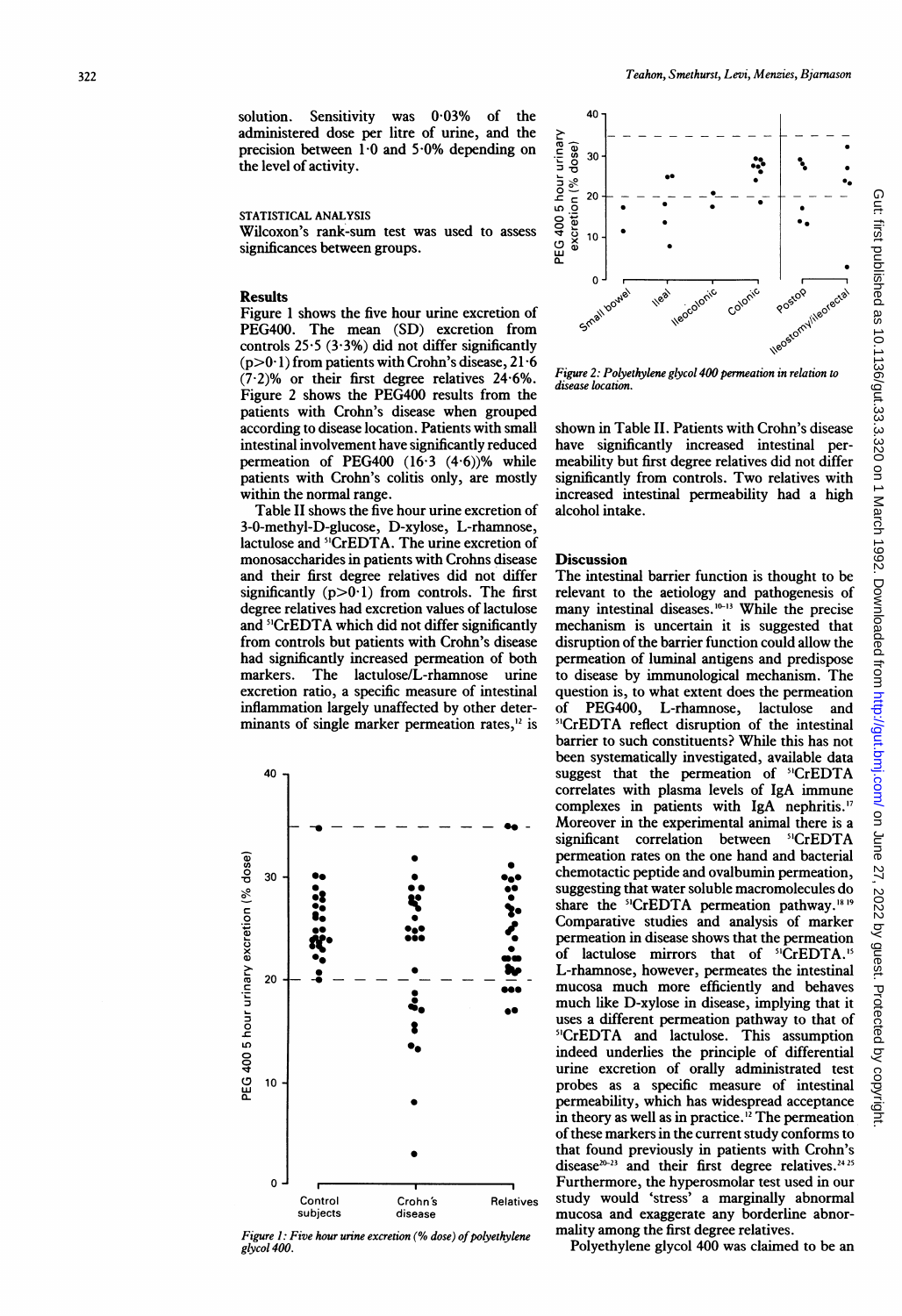solution. Sensitivity was 0·03% of the administered dose per litre of urine, and the precision between 1·0 and 5·0% depending on the level of activity.

STATISTICAL ANALYSIS

Wilcoxon's rank-sum test was used to assess significances between groups.

## Results

Figure 1 shows the five hour urine excretion of PEG400. The mean (SD) excretion from controls 25·5 (3·3%) did not differ significantly ($p>0·1$) from patients with Crohn's disease, 21·6 (7·2)% or their first degree relatives 24·6%. Figure 2 shows the PEG400 results from the patients with Crohn's disease when grouped according to disease location. Patients with small intestinal involvement have significantly reduced permeation of PEG400 (16·3 (4·6))% while patients with Crohn's colitis only, are mostly within the normal range.

Table II shows the five hour urine excretion of 3-0-methyl-D-glucose, D-xylose, L-rhamnose, lactulose and $^{51}$CrEDTA. The urine excretion of monosaccharides in patients with Crohns disease and their first degree relatives did not differ significantly ($p>0·1$) from controls. The first degree relatives had excretion values of lactulose and $^{51}$CrEDTA which did not differ significantly from controls but patients with Crohn's disease had significantly increased permeation of both markers. The lactulose/L-rhamnose urine excretion ratio, a specific measure of intestinal inflammation largely unaffected by other determinants of single marker permeation rates,[12] is shown in Table II. Patients with Crohn's disease have significantly increased intestinal permeability but first degree relatives did not differ significantly from controls. Two relatives with increased intestinal permeability had a high alcohol intake.

Figure 1: Five hour urine excretion (% dose) of polyethylene glycol 400.

Figure 2: Polyethylene glycol 400 permeation in relation to disease location.

## Discussion

The intestinal barrier function is thought to be relevant to the aetiology and pathogenesis of many intestinal diseases.[10-13] While the precise mechanism is uncertain it is suggested that disruption of the barrier function could allow the permeation of luminal antigens and predispose to disease by immunological mechanism. The question is, to what extent does the permeation of PEG400, L-rhamnose, lactulose and $^{51}$CrEDTA reflect disruption of the intestinal barrier to such constituents? While this has not been systematically investigated, available data suggest that the permeation of $^{51}$CrEDTA correlates with plasma levels of IgA immune complexes in patients with IgA nephritis.[17] Moreover in the experimental animal there is a significant correlation between $^{51}$CrEDTA permeation rates on the one hand and bacterial chemotactic peptide and ovalbumin permeation, suggesting that water soluble macromolecules do share the $^{51}$CrEDTA permeation pathway.[18 19] Comparative studies and analysis of marker permeation in disease shows that the permeation of lactulose mirrors that of $^{51}$CrEDTA.[15] L-rhamnose, however, permeates the intestinal mucosa much more efficiently and behaves much like D-xylose in disease, implying that it uses a different permeation pathway to that of $^{51}$CrEDTA and lactulose. This assumption indeed underlies the principle of differential urine excretion of orally administrated test probes as a specific measure of intestinal permeability, which has widespread acceptance in theory as well as in practice.[12] The permeation of these markers in the current study conforms to that found previously in patients with Crohn's disease[20-23] and their first degree relatives.[24 25] Furthermore, the hyperosmolar test used in our study would 'stress' a marginally abnormal mucosa and exaggerate any borderline abnormality among the first degree relatives.

Polyethylene glycol 400 was claimed to be an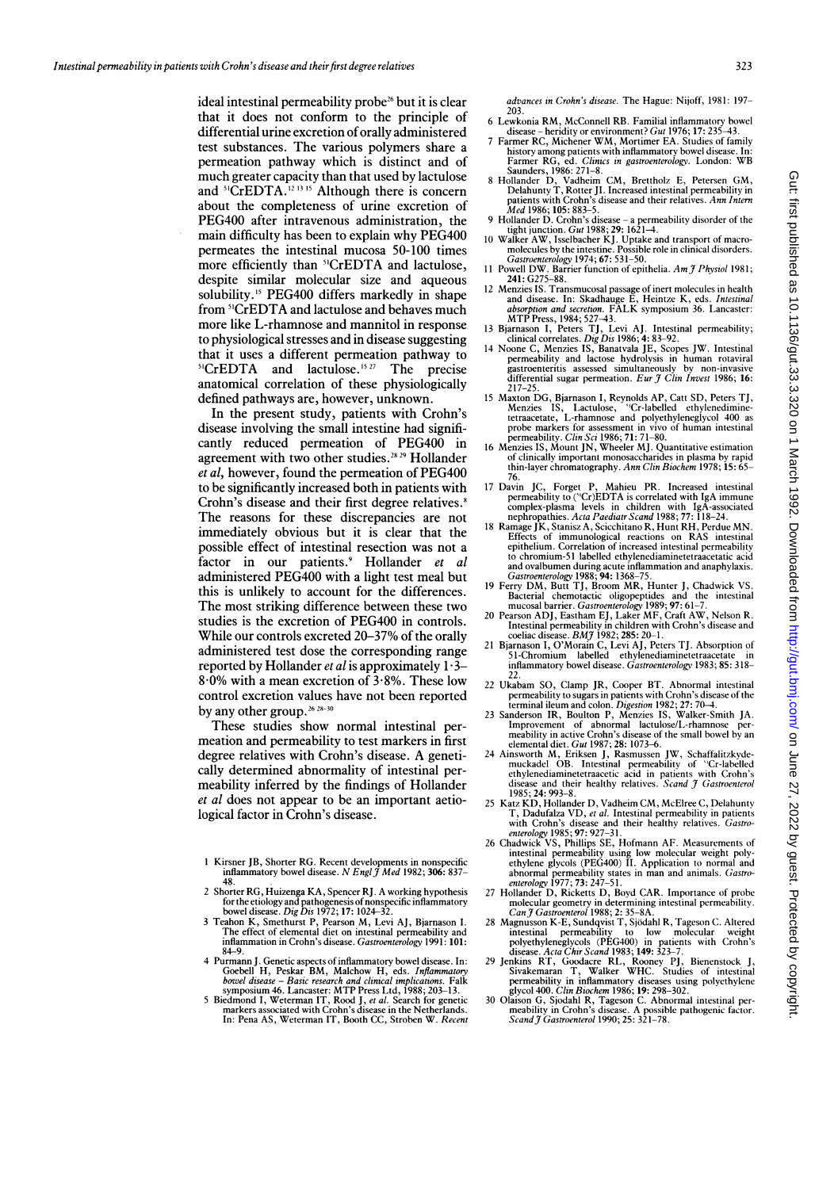ideal intestinal permeability probe[26] but it is clear that it does not conform to the principle of differential urine excretion of orally administered test substances. The various polymers share a permeation pathway which is distinct and of much greater capacity than that used by lactulose and $^{51}$CrEDTA.[12 13 15] Although there is concern about the completeness of urine excretion of PEG400 after intravenous administration, the main difficulty has been to explain why PEG400 permeates the intestinal mucosa 50-100 times more efficiently than $^{51}$CrEDTA and lactulose, despite similar molecular size and aqueous solubility.[15] PEG400 differs markedly in shape from $^{51}$CrEDTA and lactulose and behaves much more like L-rhamnose and mannitol in response to physiological stresses and in disease suggesting that it uses a different permeation pathway to $^{51}$CrEDTA and lactulose.[15 27] The precise anatomical correlation of these physiologically defined pathways are, however, unknown.

In the present study, patients with Crohn's disease involving the small intestine had significantly reduced permeation of PEG400 in agreement with two other studies.[28 29] Hollander *et al*, however, found the permeation of PEG400 to be significantly increased both in patients with Crohn's disease and their first degree relatives.[8] The reasons for these discrepancies are not immediately obvious but it is clear that the possible effect of intestinal resection was not a factor in our patients.[9] Hollander *et al* administered PEG400 with a light test meal but this is unlikely to account for the differences. The most striking difference between these two studies is the excretion of PEG400 in controls. While our controls excreted 20–37% of the orally administered test dose the corresponding range reported by Hollander *et al* is approximately 1·3–8·0% with a mean excretion of 3·8%. These low control excretion values have not been reported by any other group.[26 28–30]

These studies show normal intestinal permeation and permeability to test markers in first degree relatives with Crohn's disease. A genetically determined abnormality of intestinal permeability inferred by the findings of Hollander *et al* does not appear to be an important aetiological factor in Crohn's disease.

1 Kirsner JB, Shorter RG. Recent developments in nonspecific inflammatory bowel disease. *N Engl J Med* 1982; **306**: 837–48.
2 Shorter RG, Huizenga KA, Spencer RJ. A working hypothesis for the etiology and pathogenesis of nonspecific inflammatory bowel disease. *Dig Dis* 1972; **17**: 1024–32.
3 Teahon K, Smethurst P, Pearson M, Levi AJ, Bjarnason I. The effect of elemental diet on intestinal permeability and inflammation in Crohn's disease. *Gastroenterology* 1991: **101**: 84–9.
4 Purmann J. Genetic aspects of inflammatory bowel disease. In: Goebell H, Peskar BM, Malchow H, eds. *Inflammatory bowel disease – Basic research and clinical implications.* Falk symposium 46. Lancaster: MTP Press Ltd, 1988; 203–13.
5 Biedmond I, Weterman IT, Rood J, *et al.* Search for genetic markers associated with Crohn's disease in the Netherlands. In: Pena AS, Weterman IT, Booth CC, Stroben W. *Recent advances in Crohn's disease.* The Hague: Nijoff, 1981: 197–203.
6 Lewkonia RM, McConnell RB. Familial inflammatory bowel disease – heridity or environment? *Gut* 1976; **17**: 235–43.
7 Farmer RC, Michener WM, Mortimer EA. Studies of family history among patients with inflammatory bowel disease. In: Farmer RG, ed. *Clinics in gastroenterology.* London: WB Saunders, 1986: 271–8.
8 Hollander D, Vadheim CM, Brettholz E, Petersen GM, Delahunty T, Rotter JI. Increased intestinal permeability in patients with Crohn's disease and their relatives. *Ann Intern Med* 1986; **105**: 883–5.
9 Hollander D. Crohn's disease – a permeability disorder of the tight junction. *Gut* 1988; **29**: 1621–4.
10 Walker AW, Isselbacher KJ. Uptake and transport of macromolecules by the intestine. Possible role in clinical disorders. *Gastroenterology* 1974; **67**: 531–50.
11 Powell DW. Barrier function of epithelia. *Am J Physiol* 1981; **241**: G275–88.
12 Menzies IS. Transmucosal passage of inert molecules in health and disease. In: Skadhauge E, Heintze K, eds. *Intestinal absorption and secretion.* FALK symposium 36. Lancaster: MTP Press, 1984; 527–43.
13 Bjarnason I, Peters TJ, Levi AJ. Intestinal permeability; clinical correlates. *Dig Dis* 1986; **4**: 83–92.
14 Noone C, Menzies IS, Banatvala JE, Scopes JW. Intestinal permeability and lactose hydrolysis in human rotaviral gastroenteritis assessed simultaneously by non-invasive differential sugar permeation. *Eur J Clin Invest* 1986; **16**: 217–25.
15 Maxton DG, Bjarnason I, Reynolds AP, Catt SD, Peters TJ, Menzies IS. Lactulose, $^{51}$Cr-labelled ethylenediaminetetraacetate, L-rhamnose and polyethyleneglycol 400 as probe markers for assessment in vivo of human intestinal permeability. *Clin Sci* 1986; **71**: 71–80.
16 Menzies IS, Mount JN, Wheeler MJ. Quantitative estimation of clinically important monosaccharides in plasma by rapid thin-layer chromatography. *Ann Clin Biochem* 1978; **15**: 65–76.
17 Davin JC, Forget P, Mahieu PR. Increased intestinal permeability to ($^{51}$Cr)EDTA is correlated with IgA immune complex-plasma levels in children with IgA-associated nephropathies. *Acta Paediatr Scand* 1988; **77**: 118–24.
18 Ramage JK, Stanisz A, Scicchitano R, Hunt RH, Perdue MN. Effects of immunological reactions on RAS intestinal epithelium. Correlation of increased intestinal permeability to chromium-51 labelled ethylenediaminetetraacetatic acid and ovalbumen during acute inflammation and anaphylaxis. *Gastroenterology* 1988; **94**: 1368–75.
19 Ferry DM, Butt TJ, Broom MR, Hunter J, Chadwick VS. Bacterial chemotactic oligopeptides and the intestinal mucosal barrier. *Gastroenterology* 1989; **97**: 61–7.
20 Pearson ADJ, Eastham EJ, Laker MF, Craft AW, Nelson R. Intestinal permeability in children with Crohn's disease and coeliac disease. *BMJ* 1982; **285**: 20–1.
21 Bjarnason I, O'Morain C, Levi AJ, Peters TJ. Absorption of 51-Chromium labelled ethylenediaminetetraacetate in inflammatory bowel disease. *Gastroenterology* 1983; **85**: 318–22.
22 Ukabam SO, Clamp JR, Cooper BT. Abnormal intestinal permeability to sugars in patients with Crohn's disease of the terminal ileum and colon. *Digestion* 1982; **27**: 70–4.
23 Sanderson IR, Boulton P, Menzies IS, Walker-Smith JA. Improvement of abnormal lactulose/L-rhamnose permeability in active Crohn's disease of the small bowel by an elemental diet. *Gut* 1987; **28**: 1073–6.
24 Ainsworth M, Eriksen J, Rasmussen JW, Schaffalitzkydemuckadel OB. Intestinal permeability of $^{51}$Cr-labelled ethylenediaminetetraacetic acid in patients with Crohn's disease and their healthy relatives. *Scand J Gastroenterol* 1985; **24**: 993–8.
25 Katz KD, Hollander D, Vadheim CM, McElree C, Delahunty T, Dadufalza VD, *et al.* Intestinal permeability in patients with Crohn's disease and their healthy relatives. *Gastroenterology* 1985; **97**: 927–31.
26 Chadwick VS, Phillips SE, Hofmann AF. Measurements of intestinal permeability using low molecular weight polyethylene glycols (PEG400) II. Application to normal and abnormal permeability states in man and animals. *Gastroenterology* 1977; **73**: 247–51.
27 Hollander D, Ricketts D, Boyd CAR. Importance of probe molecular geometry in determining intestinal permeability. *Can J Gastroenterol* 1988; **2**: 35–8A.
28 Magnusson K-E, Sundqvist T, Sjödahl R, Tageson C. Altered intestinal permeability to low molecular weight polyethyleneglycols (PEG400) in patients with Crohn's disease. *Acta Chir Scand* 1983; **149**: 323–7.
29 Jenkins RT, Goodacre RL, Rooney PJ, Bienenstock J, Sivakemaran T, Walker WHC. Studies of intestinal permeability in inflammatory diseases using polyethylene glycol 400. *Clin Biochem* 1986; **19**: 298–302.
30 Olaison G, Sjodahl R, Tageson C. Abnormal intestinal permeability in Crohn's disease. A possible pathogenic factor. *Scand J Gastroenterol* 1990; **25**: 321–78.